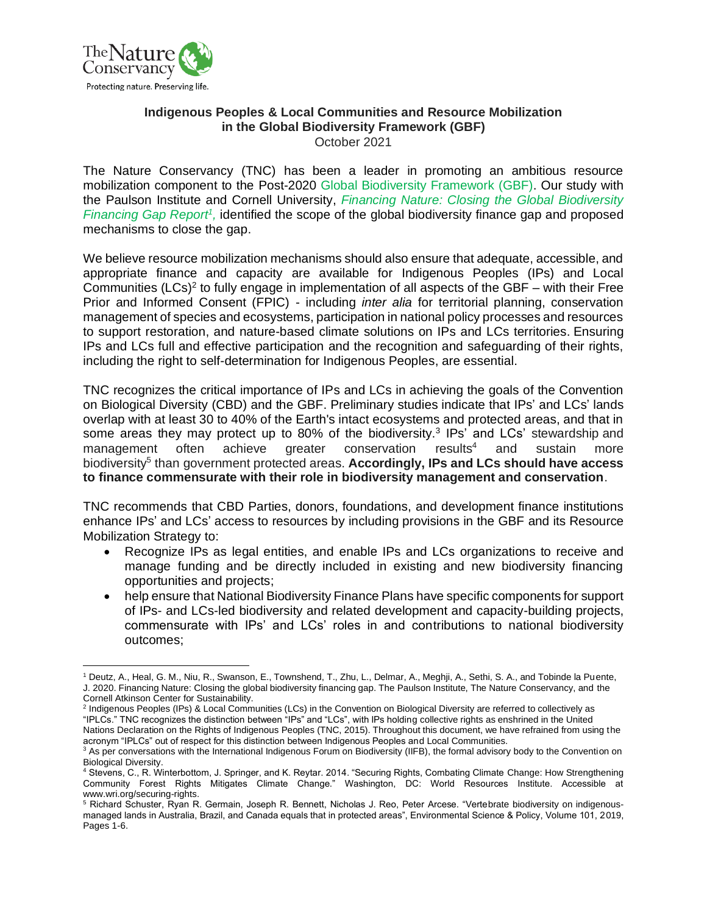**Indigenous Peoples & Local Communities and Resource Mobilization in the Global Biodiversity Framework (GBF)**
October 2021

The Nature Conservancy (TNC) has been a leader in promoting an ambitious resource mobilization component to the Post-2020 Global Biodiversity Framework (GBF). Our study with the Paulson Institute and Cornell University, *Financing Nature: Closing the Global Biodiversity Financing Gap Report*[1], identified the scope of the global biodiversity finance gap and proposed mechanisms to close the gap.

We believe resource mobilization mechanisms should also ensure that adequate, accessible, and appropriate finance and capacity are available for Indigenous Peoples (IPs) and Local Communities (LCs)[2] to fully engage in implementation of all aspects of the GBF – with their Free Prior and Informed Consent (FPIC) - including *inter alia* for territorial planning, conservation management of species and ecosystems, participation in national policy processes and resources to support restoration, and nature-based climate solutions on IPs and LCs territories. Ensuring IPs and LCs full and effective participation and the recognition and safeguarding of their rights, including the right to self-determination for Indigenous Peoples, are essential.

TNC recognizes the critical importance of IPs and LCs in achieving the goals of the Convention on Biological Diversity (CBD) and the GBF. Preliminary studies indicate that IPs' and LCs' lands overlap with at least 30 to 40% of the Earth's intact ecosystems and protected areas, and that in some areas they may protect up to 80% of the biodiversity.[3] IPs' and LCs' stewardship and management often achieve greater conservation results[4] and sustain more biodiversity[5] than government protected areas. **Accordingly, IPs and LCs should have access to finance commensurate with their role in biodiversity management and conservation**.

TNC recommends that CBD Parties, donors, foundations, and development finance institutions enhance IPs' and LCs' access to resources by including provisions in the GBF and its Resource Mobilization Strategy to:

- Recognize IPs as legal entities, and enable IPs and LCs organizations to receive and manage funding and be directly included in existing and new biodiversity financing opportunities and projects;
- help ensure that National Biodiversity Finance Plans have specific components for support of IPs- and LCs-led biodiversity and related development and capacity-building projects, commensurate with IPs' and LCs' roles in and contributions to national biodiversity outcomes;

---

[1] Deutz, A., Heal, G. M., Niu, R., Swanson, E., Townshend, T., Zhu, L., Delmar, A., Meghji, A., Sethi, S. A., and Tobinde la Puente, J. 2020. Financing Nature: Closing the global biodiversity financing gap. The Paulson Institute, The Nature Conservancy, and the Cornell Atkinson Center for Sustainability.

[2] Indigenous Peoples (IPs) & Local Communities (LCs) in the Convention on Biological Diversity are referred to collectively as "IPLCs." TNC recognizes the distinction between "IPs" and "LCs", with IPs holding collective rights as enshrined in the United Nations Declaration on the Rights of Indigenous Peoples (TNC, 2015). Throughout this document, we have refrained from using the acronym "IPLCs" out of respect for this distinction between Indigenous Peoples and Local Communities.

[3] As per conversations with the International Indigenous Forum on Biodiversity (IIFB), the formal advisory body to the Convention on Biological Diversity.

[4] Stevens, C., R. Winterbottom, J. Springer, and K. Reytar. 2014. "Securing Rights, Combating Climate Change: How Strengthening Community Forest Rights Mitigates Climate Change." Washington, DC: World Resources Institute. Accessible at www.wri.org/securing-rights.

[5] Richard Schuster, Ryan R. Germain, Joseph R. Bennett, Nicholas J. Reo, Peter Arcese. "Vertebrate biodiversity on indigenous-managed lands in Australia, Brazil, and Canada equals that in protected areas", Environmental Science & Policy, Volume 101, 2019, Pages 1-6.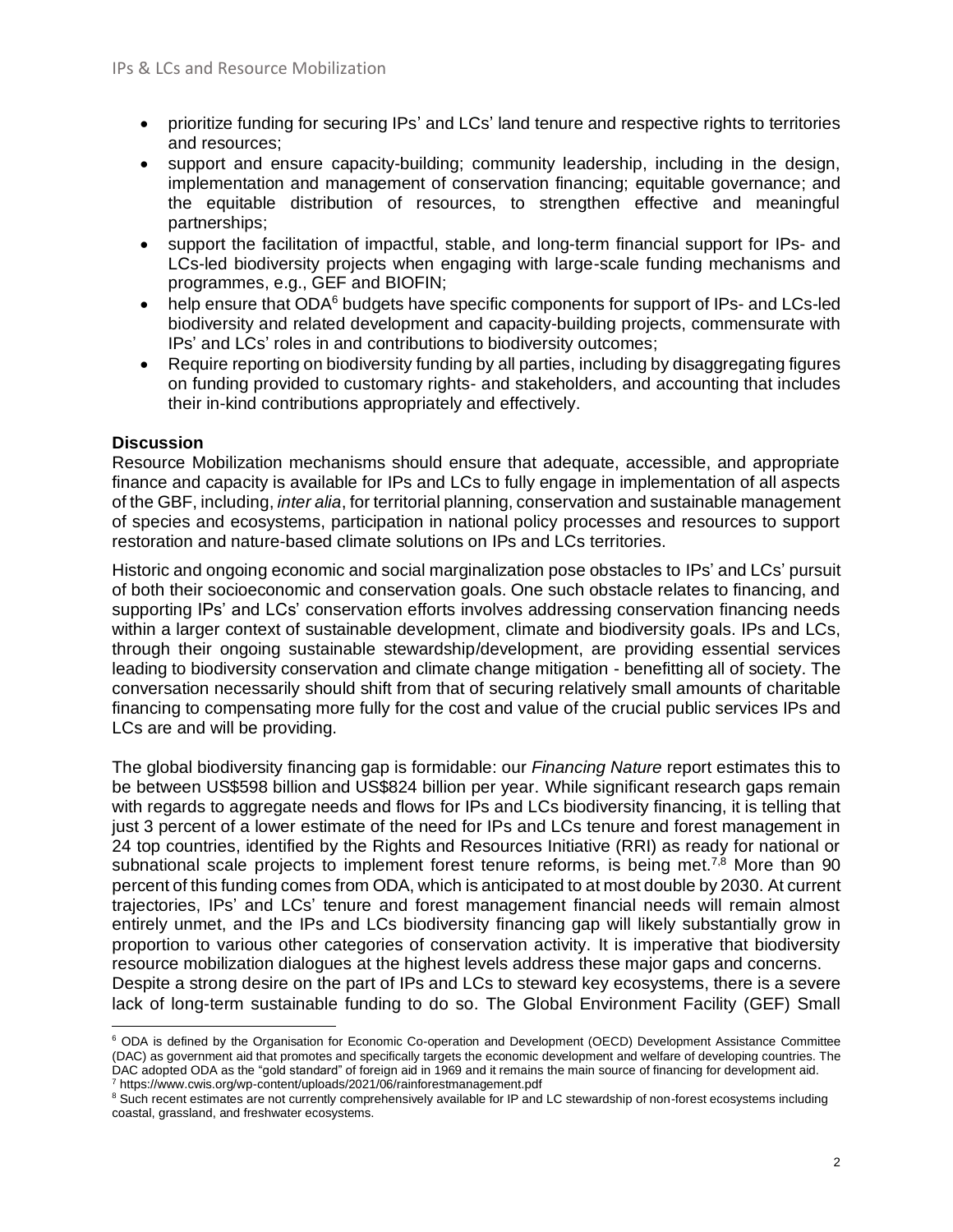- prioritize funding for securing IPs' and LCs' land tenure and respective rights to territories and resources;
- support and ensure capacity-building; community leadership, including in the design, implementation and management of conservation financing; equitable governance; and the equitable distribution of resources, to strengthen effective and meaningful partnerships;
- support the facilitation of impactful, stable, and long-term financial support for IPs- and LCs-led biodiversity projects when engaging with large-scale funding mechanisms and programmes, e.g., GEF and BIOFIN;
- help ensure that ODA[6] budgets have specific components for support of IPs- and LCs-led biodiversity and related development and capacity-building projects, commensurate with IPs' and LCs' roles in and contributions to biodiversity outcomes;
- Require reporting on biodiversity funding by all parties, including by disaggregating figures on funding provided to customary rights- and stakeholders, and accounting that includes their in-kind contributions appropriately and effectively.

**Discussion**

Resource Mobilization mechanisms should ensure that adequate, accessible, and appropriate finance and capacity is available for IPs and LCs to fully engage in implementation of all aspects of the GBF, including, *inter alia*, for territorial planning, conservation and sustainable management of species and ecosystems, participation in national policy processes and resources to support restoration and nature-based climate solutions on IPs and LCs territories.

Historic and ongoing economic and social marginalization pose obstacles to IPs' and LCs' pursuit of both their socioeconomic and conservation goals. One such obstacle relates to financing, and supporting IPs' and LCs' conservation efforts involves addressing conservation financing needs within a larger context of sustainable development, climate and biodiversity goals. IPs and LCs, through their ongoing sustainable stewardship/development, are providing essential services leading to biodiversity conservation and climate change mitigation - benefitting all of society. The conversation necessarily should shift from that of securing relatively small amounts of charitable financing to compensating more fully for the cost and value of the crucial public services IPs and LCs are and will be providing.

The global biodiversity financing gap is formidable: our *Financing Nature* report estimates this to be between US$598 billion and US$824 billion per year. While significant research gaps remain with regards to aggregate needs and flows for IPs and LCs biodiversity financing, it is telling that just 3 percent of a lower estimate of the need for IPs and LCs tenure and forest management in 24 top countries, identified by the Rights and Resources Initiative (RRI) as ready for national or subnational scale projects to implement forest tenure reforms, is being met.[7,8] More than 90 percent of this funding comes from ODA, which is anticipated to at most double by 2030. At current trajectories, IPs' and LCs' tenure and forest management financial needs will remain almost entirely unmet, and the IPs and LCs biodiversity financing gap will likely substantially grow in proportion to various other categories of conservation activity. It is imperative that biodiversity resource mobilization dialogues at the highest levels address these major gaps and concerns.

Despite a strong desire on the part of IPs and LCs to steward key ecosystems, there is a severe lack of long-term sustainable funding to do so. The Global Environment Facility (GEF) Small

---

[6] ODA is defined by the Organisation for Economic Co-operation and Development (OECD) Development Assistance Committee (DAC) as government aid that promotes and specifically targets the economic development and welfare of developing countries. The DAC adopted ODA as the "gold standard" of foreign aid in 1969 and it remains the main source of financing for development aid.

[7] https://www.cwis.org/wp-content/uploads/2021/06/rainforestmanagement.pdf

[8] Such recent estimates are not currently comprehensively available for IP and LC stewardship of non-forest ecosystems including coastal, grassland, and freshwater ecosystems.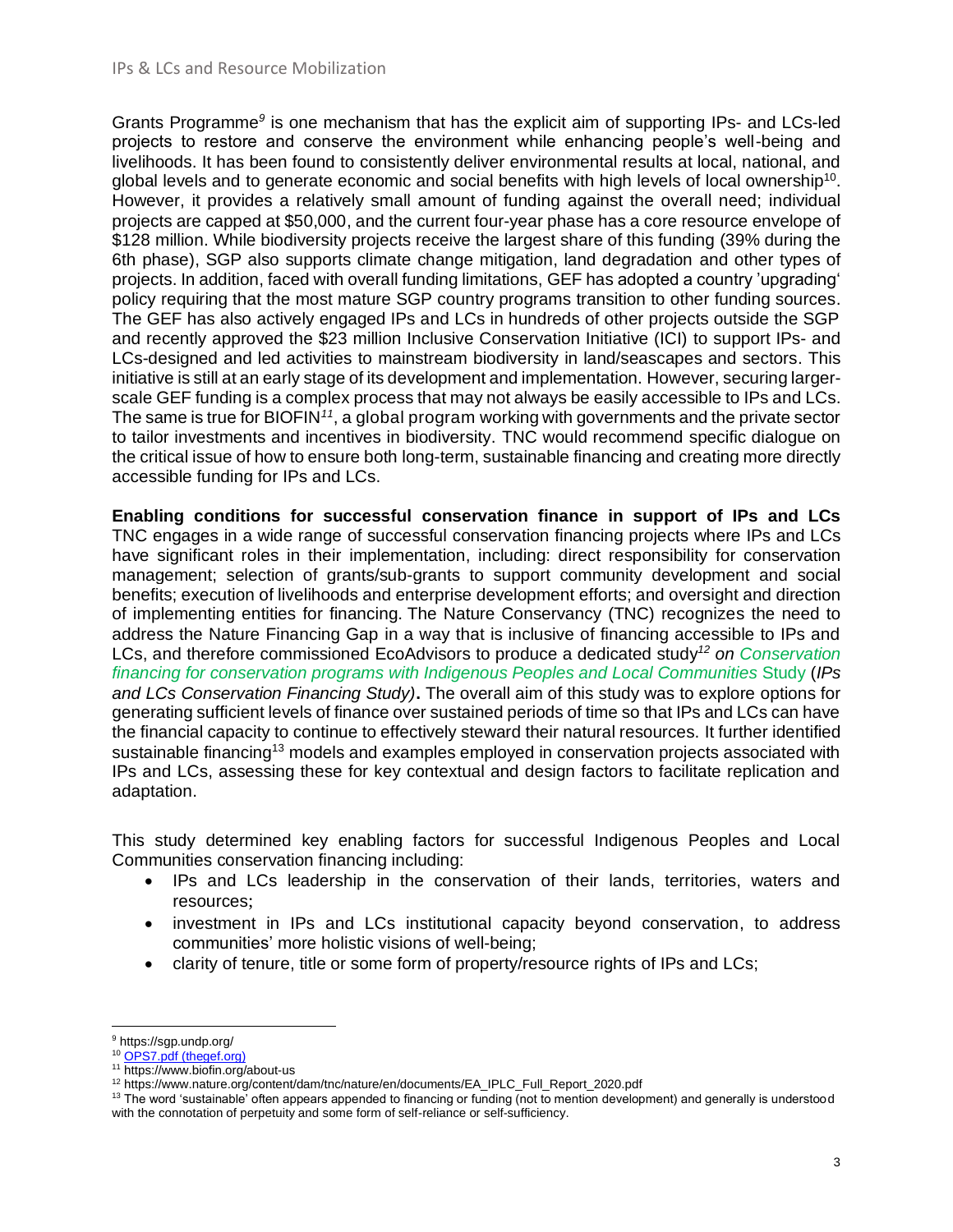Grants Programme[9] is one mechanism that has the explicit aim of supporting IPs- and LCs-led projects to restore and conserve the environment while enhancing people's well-being and livelihoods. It has been found to consistently deliver environmental results at local, national, and global levels and to generate economic and social benefits with high levels of local ownership[10]. However, it provides a relatively small amount of funding against the overall need; individual projects are capped at $50,000, and the current four-year phase has a core resource envelope of $128 million. While biodiversity projects receive the largest share of this funding (39% during the 6th phase), SGP also supports climate change mitigation, land degradation and other types of projects. In addition, faced with overall funding limitations, GEF has adopted a country 'upgrading' policy requiring that the most mature SGP country programs transition to other funding sources. The GEF has also actively engaged IPs and LCs in hundreds of other projects outside the SGP and recently approved the $23 million Inclusive Conservation Initiative (ICI) to support IPs- and LCs-designed and led activities to mainstream biodiversity in land/seascapes and sectors. This initiative is still at an early stage of its development and implementation. However, securing larger-scale GEF funding is a complex process that may not always be easily accessible to IPs and LCs. The same is true for BIOFIN[11], a global program working with governments and the private sector to tailor investments and incentives in biodiversity. TNC would recommend specific dialogue on the critical issue of how to ensure both long-term, sustainable financing and creating more directly accessible funding for IPs and LCs.

**Enabling conditions for successful conservation finance in support of IPs and LCs** TNC engages in a wide range of successful conservation financing projects where IPs and LCs have significant roles in their implementation, including: direct responsibility for conservation management; selection of grants/sub-grants to support community development and social benefits; execution of livelihoods and enterprise development efforts; and oversight and direction of implementing entities for financing. The Nature Conservancy (TNC) recognizes the need to address the Nature Financing Gap in a way that is inclusive of financing accessible to IPs and LCs, and therefore commissioned EcoAdvisors to produce a dedicated study[12] *on Conservation financing for conservation programs with Indigenous Peoples and Local Communities* Study (*IPs and LCs Conservation Financing Study)***.** The overall aim of this study was to explore options for generating sufficient levels of finance over sustained periods of time so that IPs and LCs can have the financial capacity to continue to effectively steward their natural resources. It further identified sustainable financing[13] models and examples employed in conservation projects associated with IPs and LCs, assessing these for key contextual and design factors to facilitate replication and adaptation.

This study determined key enabling factors for successful Indigenous Peoples and Local Communities conservation financing including:

- IPs and LCs leadership in the conservation of their lands, territories, waters and resources;
- investment in IPs and LCs institutional capacity beyond conservation, to address communities' more holistic visions of well-being;
- clarity of tenure, title or some form of property/resource rights of IPs and LCs;

---

[9] https://sgp.undp.org/

[10] OPS7.pdf (thegef.org)

[11] https://www.biofin.org/about-us

[12] https://www.nature.org/content/dam/tnc/nature/en/documents/EA_IPLC_Full_Report_2020.pdf

[13] The word 'sustainable' often appears appended to financing or funding (not to mention development) and generally is understood with the connotation of perpetuity and some form of self-reliance or self-sufficiency.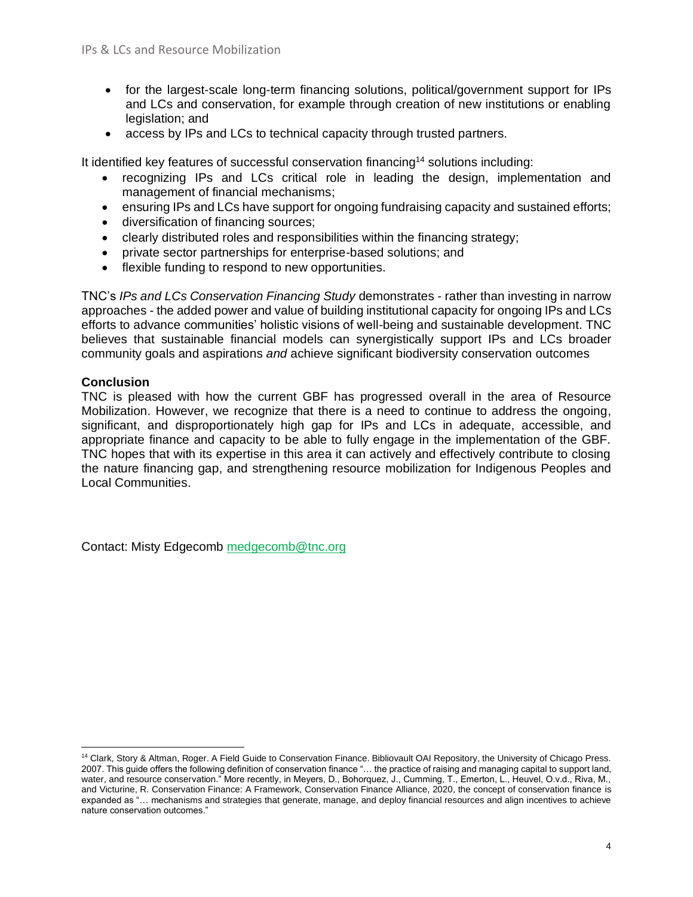- for the largest-scale long-term financing solutions, political/government support for IPs and LCs and conservation, for example through creation of new institutions or enabling legislation; and
- access by IPs and LCs to technical capacity through trusted partners.

It identified key features of successful conservation financing[14] solutions including:

- recognizing IPs and LCs critical role in leading the design, implementation and management of financial mechanisms;
- ensuring IPs and LCs have support for ongoing fundraising capacity and sustained efforts;
- diversification of financing sources;
- clearly distributed roles and responsibilities within the financing strategy;
- private sector partnerships for enterprise-based solutions; and
- flexible funding to respond to new opportunities.

TNC's *IPs and LCs Conservation Financing Study* demonstrates - rather than investing in narrow approaches - the added power and value of building institutional capacity for ongoing IPs and LCs efforts to advance communities' holistic visions of well-being and sustainable development. TNC believes that sustainable financial models can synergistically support IPs and LCs broader community goals and aspirations *and* achieve significant biodiversity conservation outcomes

**Conclusion**

TNC is pleased with how the current GBF has progressed overall in the area of Resource Mobilization. However, we recognize that there is a need to continue to address the ongoing, significant, and disproportionately high gap for IPs and LCs in adequate, accessible, and appropriate finance and capacity to be able to fully engage in the implementation of the GBF. TNC hopes that with its expertise in this area it can actively and effectively contribute to closing the nature financing gap, and strengthening resource mobilization for Indigenous Peoples and Local Communities.

Contact: Misty Edgecomb [medgecomb@tnc.org](mailto:medgecomb@tnc.org)

---

[14] Clark, Story & Altman, Roger. A Field Guide to Conservation Finance. Bibliovault OAI Repository, the University of Chicago Press. 2007. This guide offers the following definition of conservation finance "… the practice of raising and managing capital to support land, water, and resource conservation." More recently, in Meyers, D., Bohorquez, J., Cumming, T., Emerton, L., Heuvel, O.v.d., Riva, M., and Victurine, R. Conservation Finance: A Framework, Conservation Finance Alliance, 2020, the concept of conservation finance is expanded as "… mechanisms and strategies that generate, manage, and deploy financial resources and align incentives to achieve nature conservation outcomes."